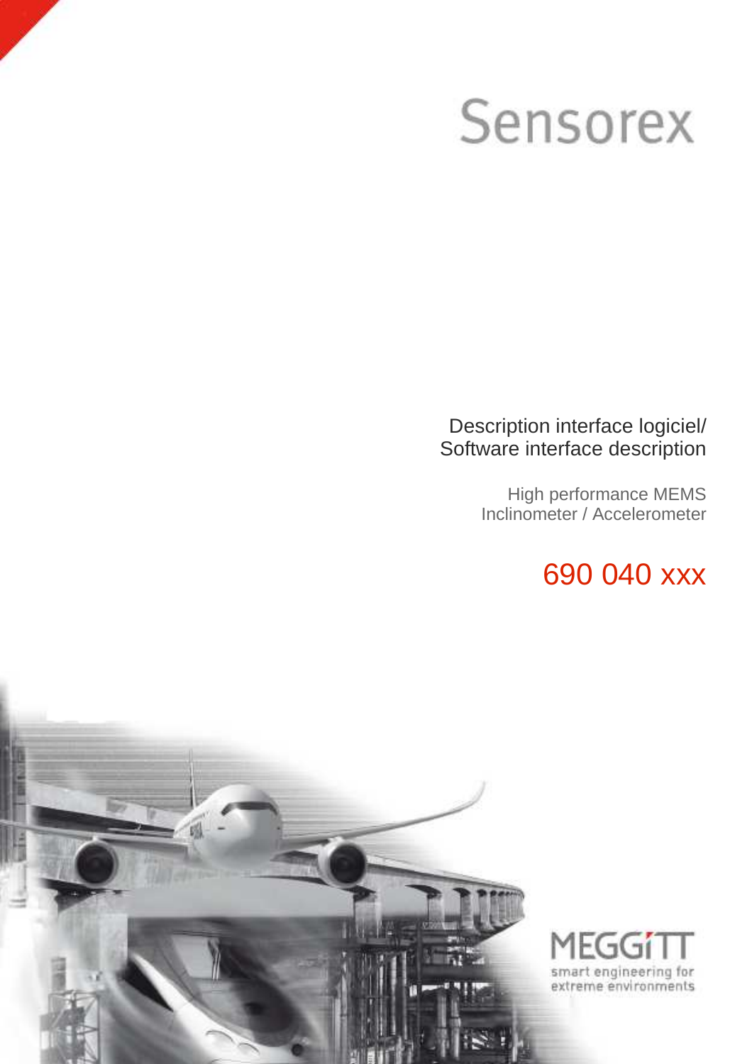Sensorex

# Description interface logiciel/ Software interface description

High performance MEMS
Inclinometer / Accelerometer

## 690 040 xxx

MEGGITT
smart engineering for extreme environments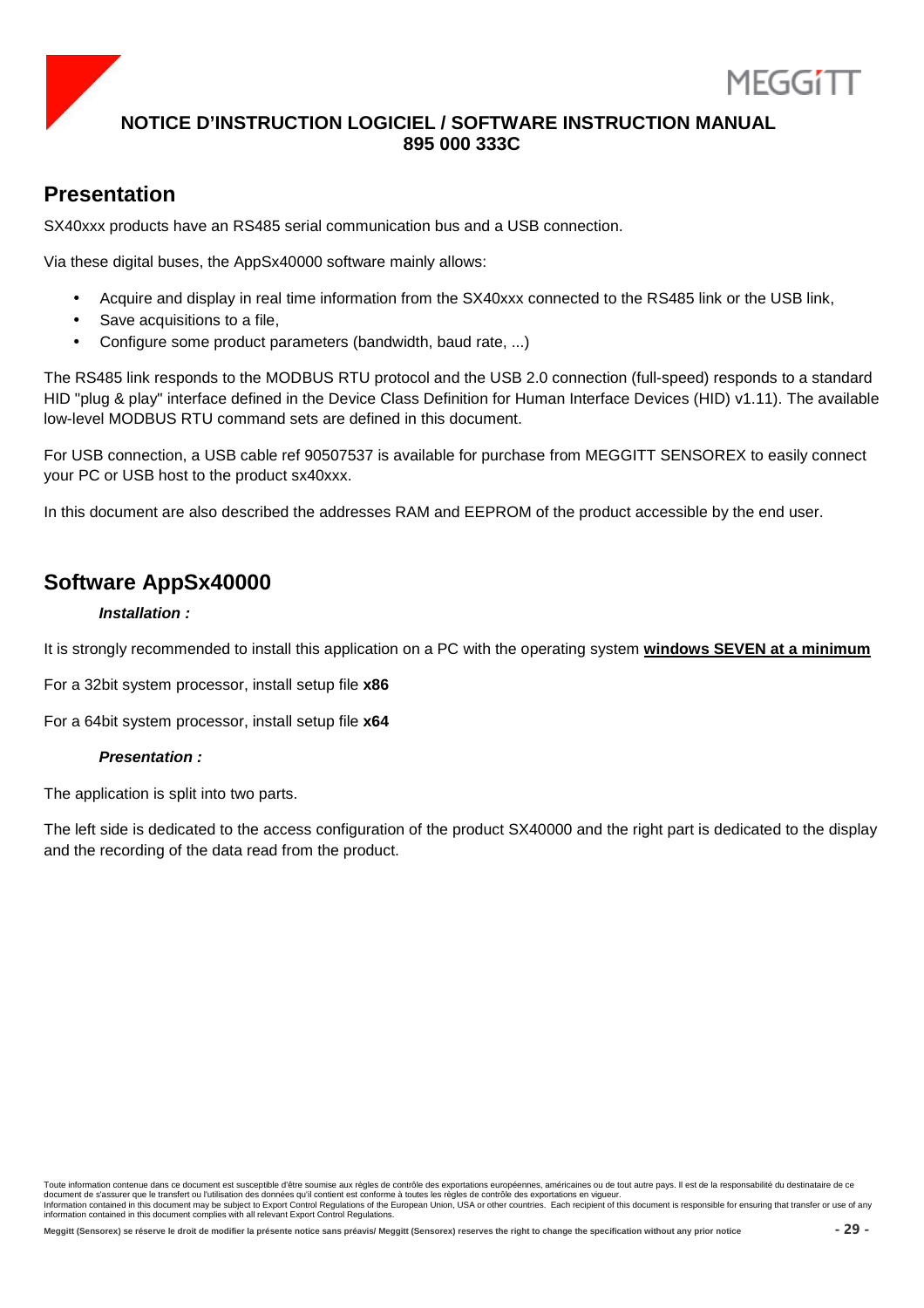# Presentation

SX40xxx products have an RS485 serial communication bus and a USB connection.

Via these digital buses, the AppSx40000 software mainly allows:

- Acquire and display in real time information from the SX40xxx connected to the RS485 link or the USB link,
- Save acquisitions to a file,
- Configure some product parameters (bandwidth, baud rate, ...)

The RS485 link responds to the MODBUS RTU protocol and the USB 2.0 connection (full-speed) responds to a standard HID "plug & play" interface defined in the Device Class Definition for Human Interface Devices (HID) v1.11). The available low-level MODBUS RTU command sets are defined in this document.

For USB connection, a USB cable ref 90507537 is available for purchase from MEGGITT SENSOREX to easily connect your PC or USB host to the product sx40xxx.

In this document are also described the addresses RAM and EEPROM of the product accessible by the end user.

# Software AppSx40000

***Installation :***

It is strongly recommended to install this application on a PC with the operating system **windows SEVEN at a minimum**

For a 32bit system processor, install setup file **x86**

For a 64bit system processor, install setup file **x64**

***Presentation :***

The application is split into two parts.

The left side is dedicated to the access configuration of the product SX40000 and the right part is dedicated to the display and the recording of the data read from the product.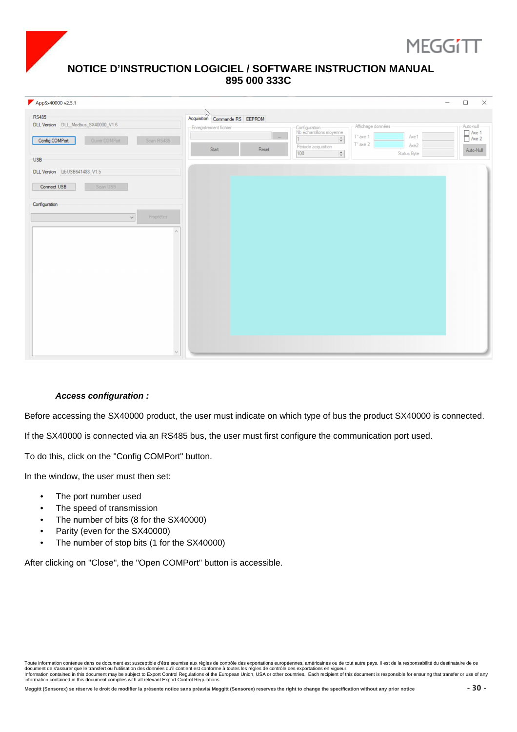***Access configuration :***

Before accessing the SX40000 product, the user must indicate on which type of bus the product SX40000 is connected.

If the SX40000 is connected via an RS485 bus, the user must first configure the communication port used.

To do this, click on the "Config COMPort" button.

In the window, the user must then set:

- The port number used
- The speed of transmission
- The number of bits (8 for the SX40000)
- Parity (even for the SX40000)
- The number of stop bits (1 for the SX40000)

After clicking on "Close", the "Open COMPort" button is accessible.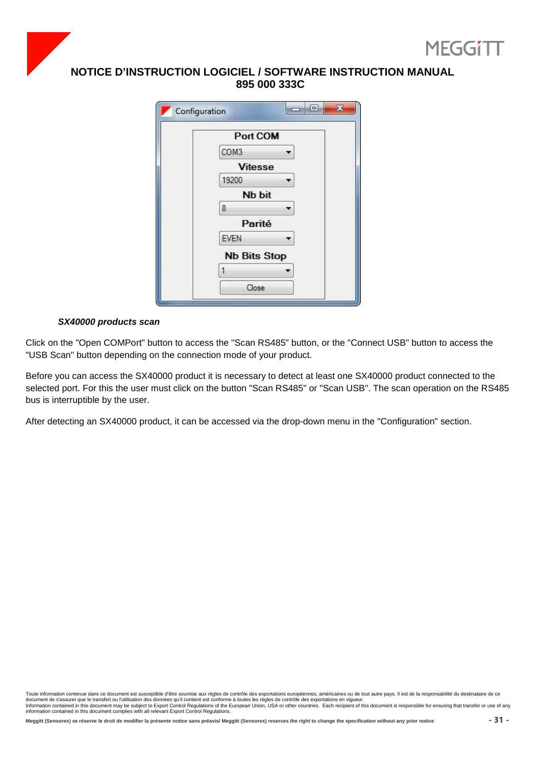### *SX40000 products scan*

Click on the "Open COMPort" button to access the "Scan RS485" button, or the "Connect USB" button to access the "USB Scan" button depending on the connection mode of your product.

Before you can access the SX40000 product it is necessary to detect at least one SX40000 product connected to the selected port. For this the user must click on the button "Scan RS485" or "Scan USB". The scan operation on the RS485 bus is interruptible by the user.

After detecting an SX40000 product, it can be accessed via the drop-down menu in the "Configuration" section.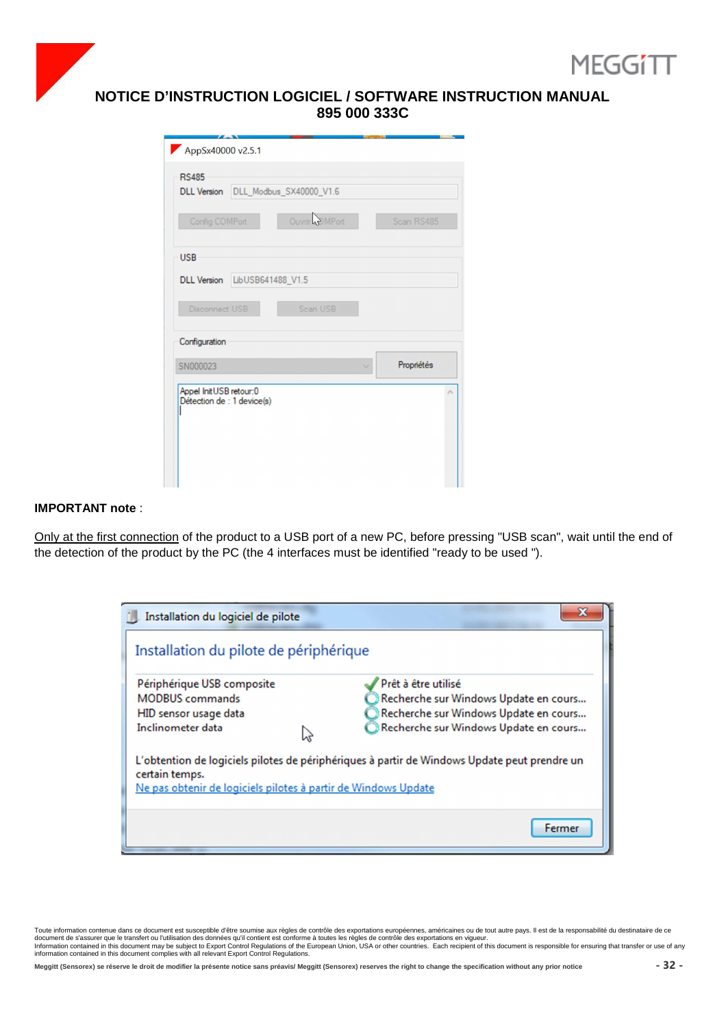**IMPORTANT note** :

Only at the first connection of the product to a USB port of a new PC, before pressing "USB scan", wait until the end of the detection of the product by the PC (the 4 interfaces must be identified "ready to be used ").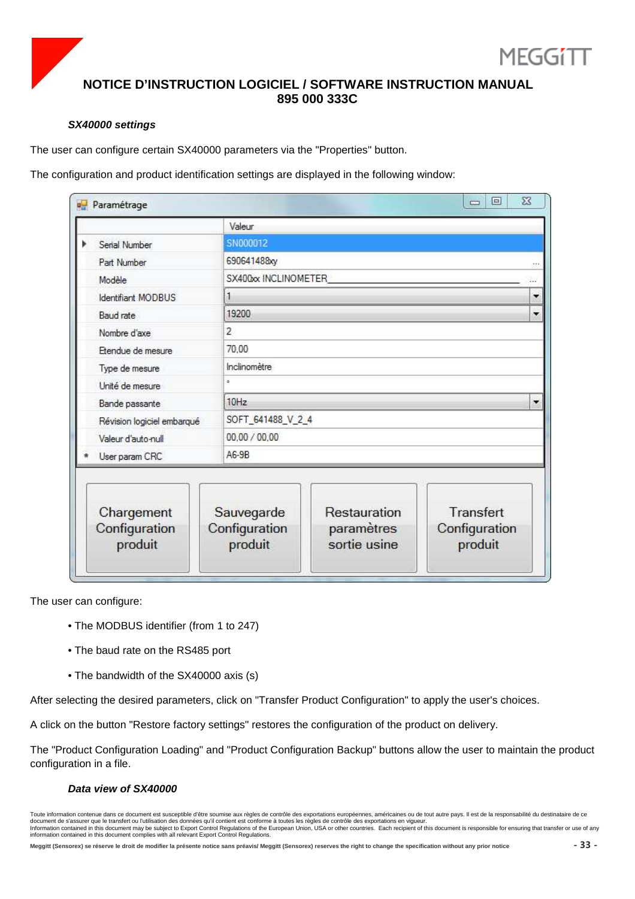### *SX40000 settings*

The user can configure certain SX40000 parameters via the "Properties" button.

The configuration and product identification settings are displayed in the following window:

| | Valeur |
|---|---|
| Serial Number | SN000012 |
| Part Number | 690641488xy |
| Modèle | SX400xx INCLINOMETER |
| Identifiant MODBUS | 1 |
| Baud rate | 19200 |
| Nombre d'axe | 2 |
| Etendue de mesure | 70,00 |
| Type de mesure | Inclinomètre |
| Unité de mesure | ° |
| Bande passante | 10Hz |
| Révision logiciel embarqué | SOFT_641488_V_2_4 |
| Valeur d'auto-null | 00,00 / 00,00 |
| User param CRC | A6-9B |

Chargement Configuration produit | Sauvegarde Configuration produit | Restauration paramètres sortie usine | Transfert Configuration produit

The user can configure:

- The MODBUS identifier (from 1 to 247)
- The baud rate on the RS485 port
- The bandwidth of the SX40000 axis (s)

After selecting the desired parameters, click on "Transfer Product Configuration" to apply the user's choices.

A click on the button "Restore factory settings" restores the configuration of the product on delivery.

The "Product Configuration Loading" and "Product Configuration Backup" buttons allow the user to maintain the product configuration in a file.

### *Data view of SX40000*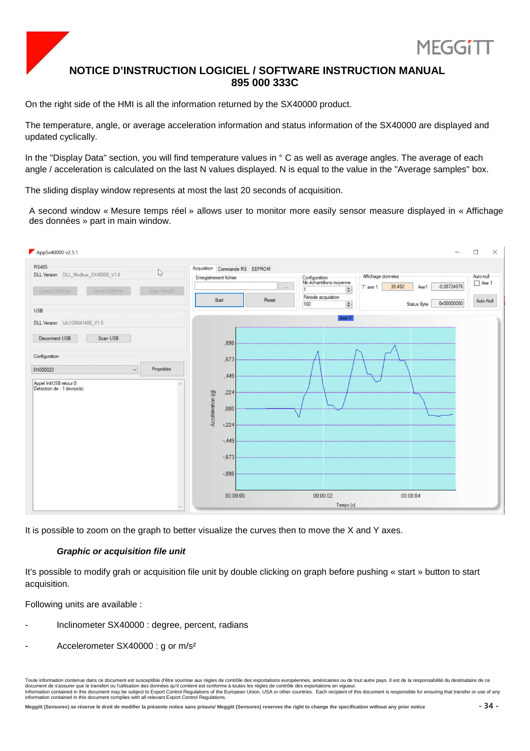On the right side of the HMI is all the information returned by the SX40000 product.

The temperature, angle, or average acceleration information and status information of the SX40000 are displayed and updated cyclically.

In the "Display Data" section, you will find temperature values in ° C as well as average angles. The average of each angle / acceleration is calculated on the last N values displayed. N is equal to the value in the "Average samples" box.

The sliding display window represents at most the last 20 seconds of acquisition.

A second window « Mesure temps réel » allows user to monitor more easily sensor measure displayed in « Affichage des données » part in main window.

It is possible to zoom on the graph to better visualize the curves then to move the X and Y axes.

### *Graphic or acquisition file unit*

It's possible to modify grah or acquisition file unit by double clicking on graph before pushing « start » button to start acquisition.

Following units are available :

- Inclinometer SX40000 : degree, percent, radians
- Accelerometer SX40000 : g or m/s²

Toute information contenue dans ce document est susceptible d'être soumise aux règles de contrôle des exportations européennes, américaines ou de tout autre pays. Il est de la responsabilité du destinataire de ce document de s'assurer que le transfert ou l'utilisation des données qu'il contient est conforme à toutes les règles de contrôle des exportations en vigueur.
Information contained in this document may be subject to Export Control Regulations of the European Union, USA or other countries. Each recipient of this document is responsible for ensuring that transfer or use of any information contained in this document complies with all relevant Export Control Regulations.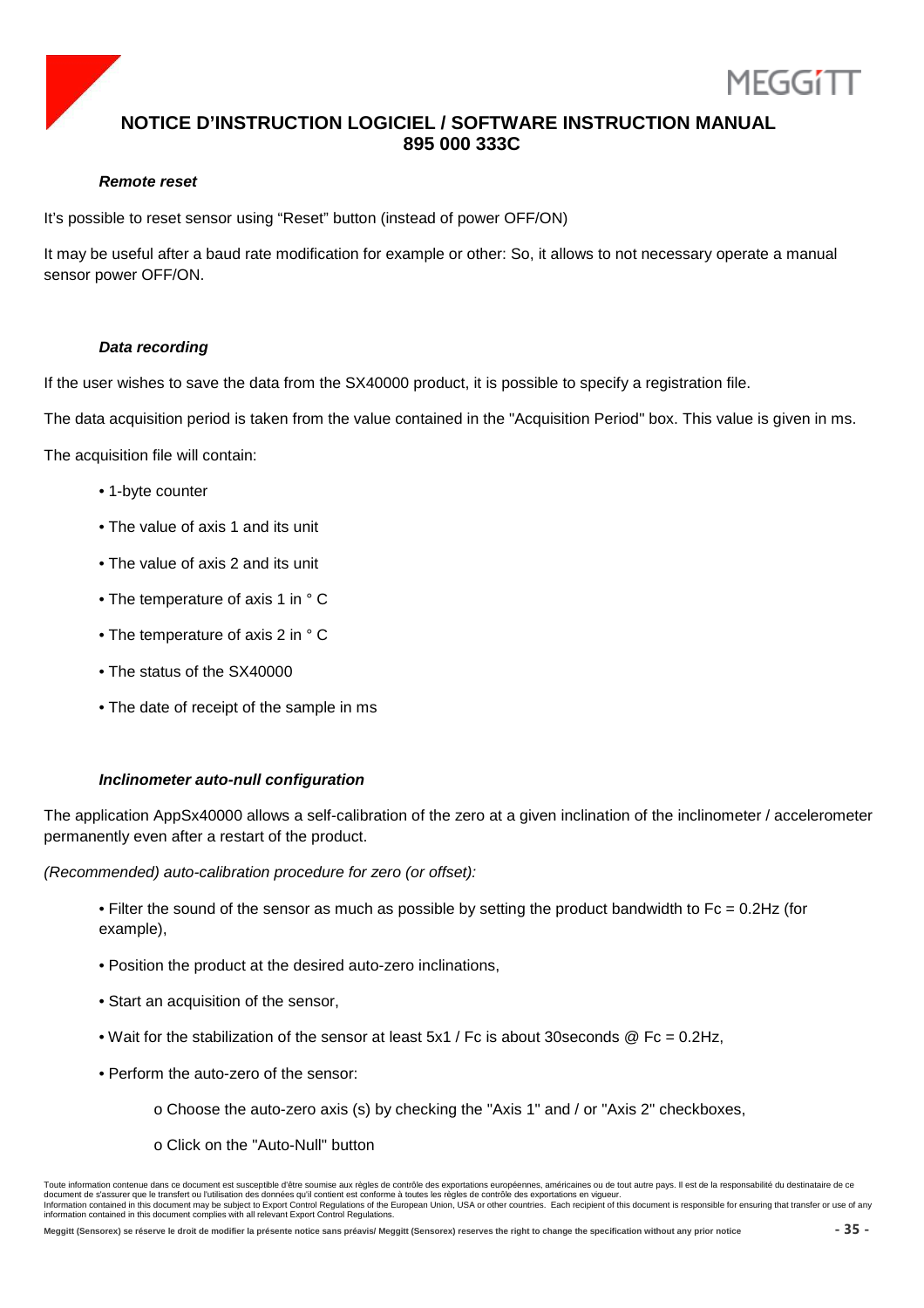### *Remote reset*

It's possible to reset sensor using "Reset" button (instead of power OFF/ON)

It may be useful after a baud rate modification for example or other: So, it allows to not necessary operate a manual sensor power OFF/ON.

### *Data recording*

If the user wishes to save the data from the SX40000 product, it is possible to specify a registration file.

The data acquisition period is taken from the value contained in the "Acquisition Period" box. This value is given in ms.

The acquisition file will contain:

- 1-byte counter
- The value of axis 1 and its unit
- The value of axis 2 and its unit
- The temperature of axis 1 in ° C
- The temperature of axis 2 in ° C
- The status of the SX40000
- The date of receipt of the sample in ms

### *Inclinometer auto-null configuration*

The application AppSx40000 allows a self-calibration of the zero at a given inclination of the inclinometer / accelerometer permanently even after a restart of the product.

*(Recommended) auto-calibration procedure for zero (or offset):*

- Filter the sound of the sensor as much as possible by setting the product bandwidth to Fc = 0.2Hz (for example),
- Position the product at the desired auto-zero inclinations,
- Start an acquisition of the sensor,
- Wait for the stabilization of the sensor at least 5x1 / Fc is about 30seconds @ Fc = 0.2Hz,
- Perform the auto-zero of the sensor:
  - o Choose the auto-zero axis (s) by checking the "Axis 1" and / or "Axis 2" checkboxes,
  - o Click on the "Auto-Null" button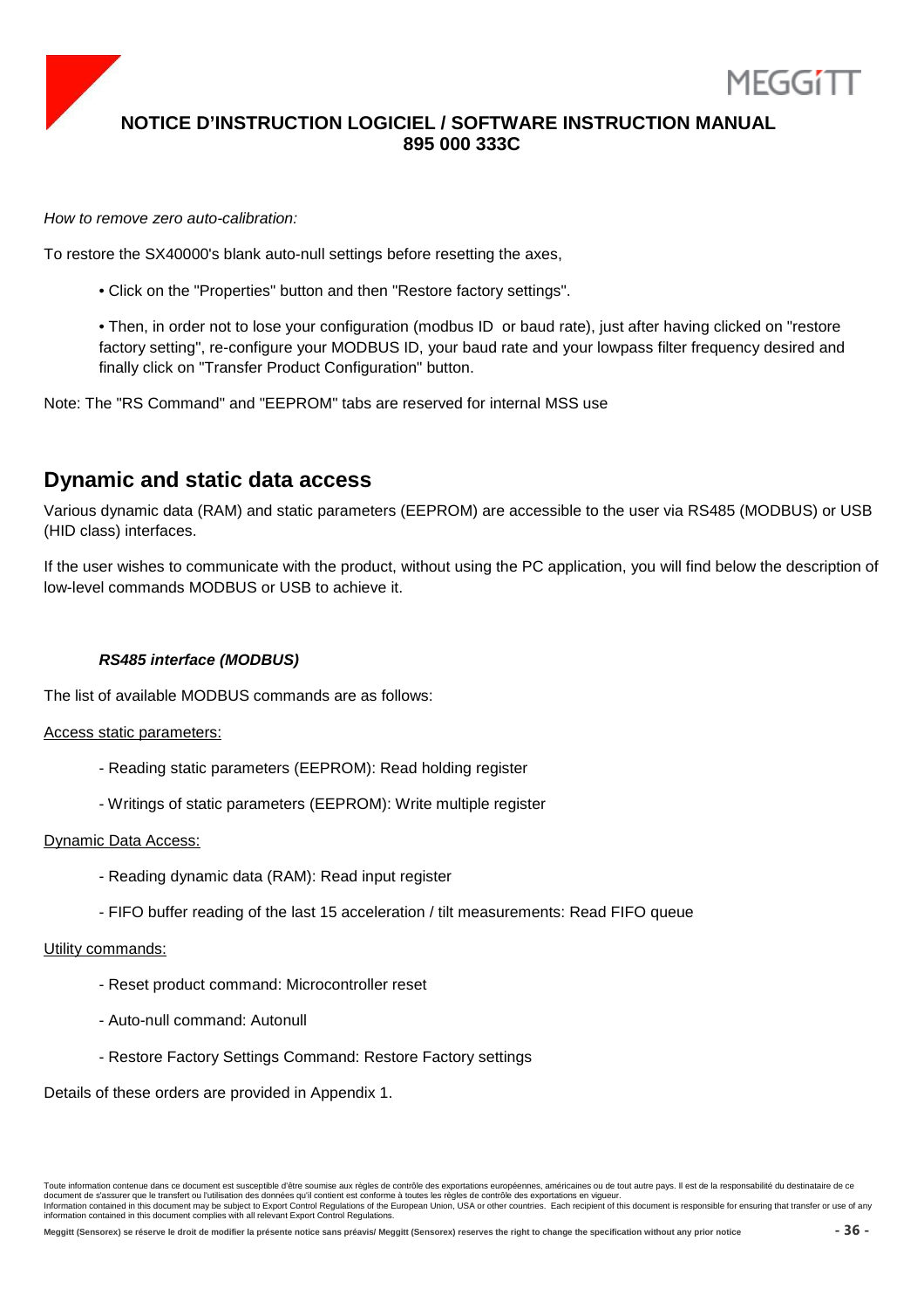*How to remove zero auto-calibration:*

To restore the SX40000's blank auto-null settings before resetting the axes,

- Click on the "Properties" button and then "Restore factory settings".

- Then, in order not to lose your configuration (modbus ID  or baud rate), just after having clicked on "restore factory setting", re-configure your MODBUS ID, your baud rate and your lowpass filter frequency desired and finally click on "Transfer Product Configuration" button.

Note: The "RS Command" and "EEPROM" tabs are reserved for internal MSS use

## Dynamic and static data access

Various dynamic data (RAM) and static parameters (EEPROM) are accessible to the user via RS485 (MODBUS) or USB (HID class) interfaces.

If the user wishes to communicate with the product, without using the PC application, you will find below the description of low-level commands MODBUS or USB to achieve it.

### *RS485 interface (MODBUS)*

The list of available MODBUS commands are as follows:

Access static parameters:

- Reading static parameters (EEPROM): Read holding register
- Writings of static parameters (EEPROM): Write multiple register

Dynamic Data Access:

- Reading dynamic data (RAM): Read input register
- FIFO buffer reading of the last 15 acceleration / tilt measurements: Read FIFO queue

Utility commands:

- Reset product command: Microcontroller reset
- Auto-null command: Autonull
- Restore Factory Settings Command: Restore Factory settings

Details of these orders are provided in Appendix 1.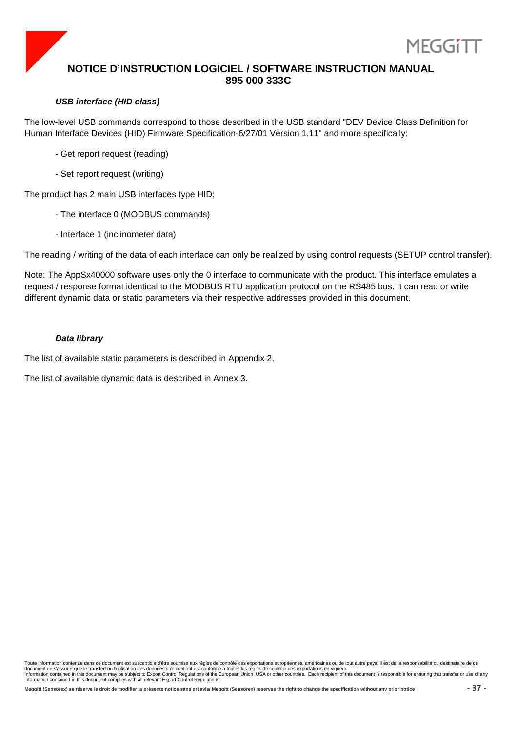### *USB interface (HID class)*

The low-level USB commands correspond to those described in the USB standard "DEV Device Class Definition for Human Interface Devices (HID) Firmware Specification-6/27/01 Version 1.11" and more specifically:

- Get report request (reading)

- Set report request (writing)

The product has 2 main USB interfaces type HID:

- The interface 0 (MODBUS commands)

- Interface 1 (inclinometer data)

The reading / writing of the data of each interface can only be realized by using control requests (SETUP control transfer).

Note: The AppSx40000 software uses only the 0 interface to communicate with the product. This interface emulates a request / response format identical to the MODBUS RTU application protocol on the RS485 bus. It can read or write different dynamic data or static parameters via their respective addresses provided in this document.

### *Data library*

The list of available static parameters is described in Appendix 2.

The list of available dynamic data is described in Annex 3.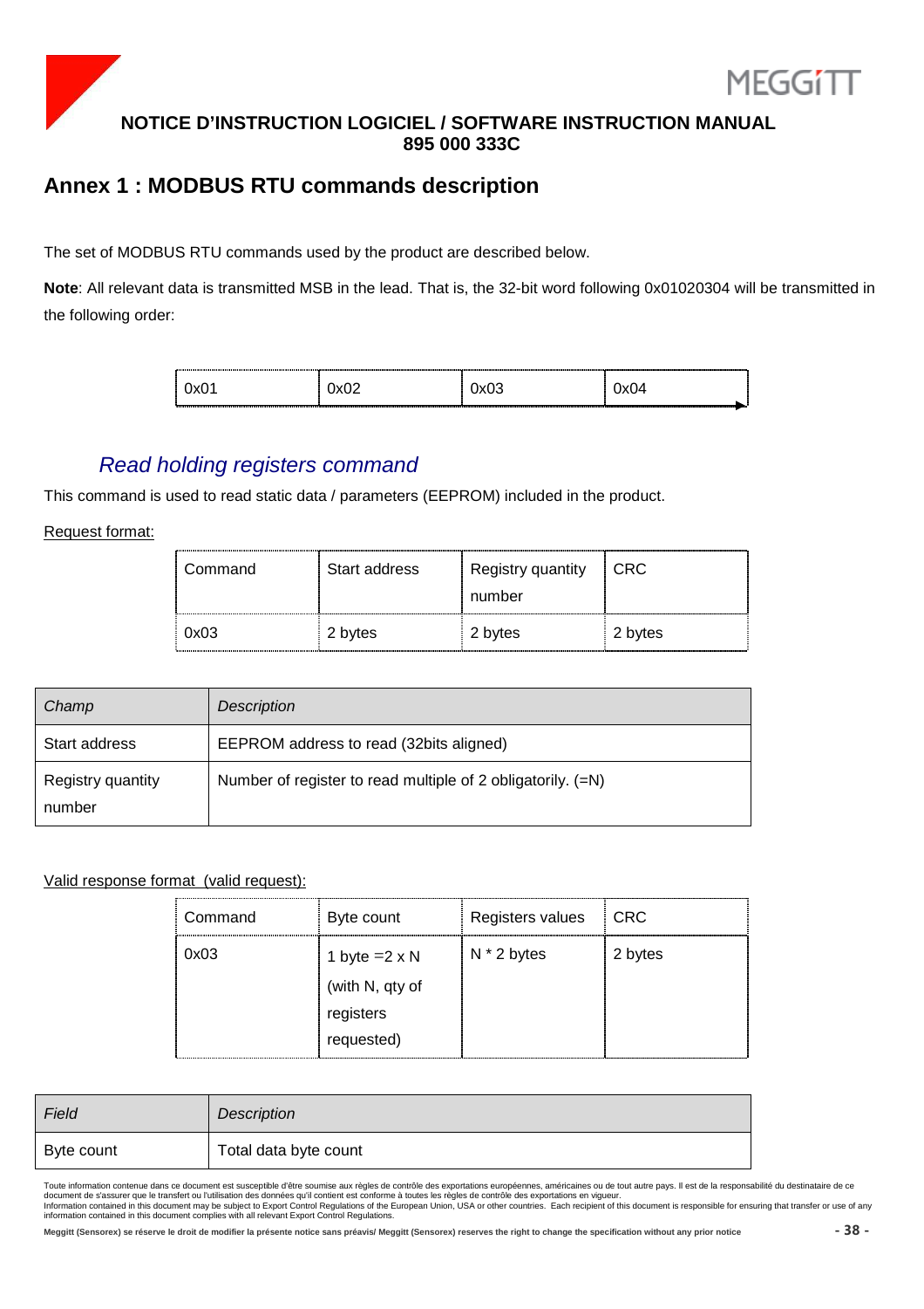## Annex 1 : MODBUS RTU commands description

The set of MODBUS RTU commands used by the product are described below.

**Note**: All relevant data is transmitted MSB in the lead. That is, the 32-bit word following 0x01020304 will be transmitted in the following order:

| 0x01 | 0x02 | 0x03 | 0x04 |
|---|---|---|---|

### *Read holding registers command*

This command is used to read static data / parameters (EEPROM) included in the product.

Request format:

| Command | Start address | Registry quantity number | CRC |
|---|---|---|---|
| 0x03 | 2 bytes | 2 bytes | 2 bytes |

| *Champ* | *Description* |
|---|---|
| Start address | EEPROM address to read (32bits aligned) |
| Registry quantity number | Number of register to read multiple of 2 obligatorily. (=N) |

Valid response format  (valid request):

| Command | Byte count | Registers values | CRC |
|---|---|---|---|
| 0x03 | 1 byte =2 x N (with N, qty of registers requested) | N * 2 bytes | 2 bytes |

| *Field* | *Description* |
|---|---|
| Byte count | Total data byte count |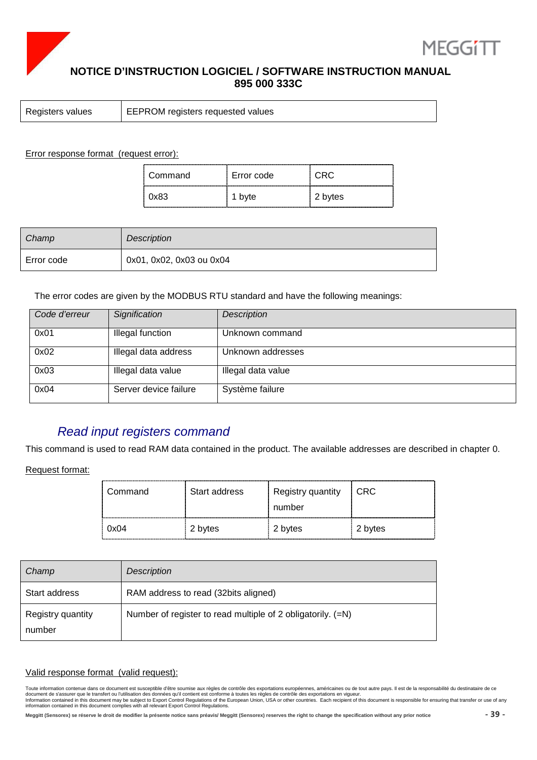| Registers values | EEPROM registers requested values |
|---|---|

Error response format  (request error):

| Command | Error code | CRC |
|---|---|---|
| 0x83 | 1 byte | 2 bytes |

| *Champ* | *Description* |
|---|---|
| Error code | 0x01, 0x02, 0x03 ou 0x04 |

The error codes are given by the MODBUS RTU standard and have the following meanings:

| *Code d'erreur* | *Signification* | *Description* |
|---|---|---|
| 0x01 | Illegal function | Unknown command |
| 0x02 | Illegal data address | Unknown addresses |
| 0x03 | Illegal data value | Illegal data value |
| 0x04 | Server device failure | Système failure |

## *Read input registers command*

This command is used to read RAM data contained in the product. The available addresses are described in chapter 0.

Request format:

| Command | Start address | Registry quantity number | CRC |
|---|---|---|---|
| 0x04 | 2 bytes | 2 bytes | 2 bytes |

| *Champ* | *Description* |
|---|---|
| Start address | RAM address to read (32bits aligned) |
| Registry quantity number | Number of register to read multiple of 2 obligatorily. (=N) |

Valid response format  (valid request):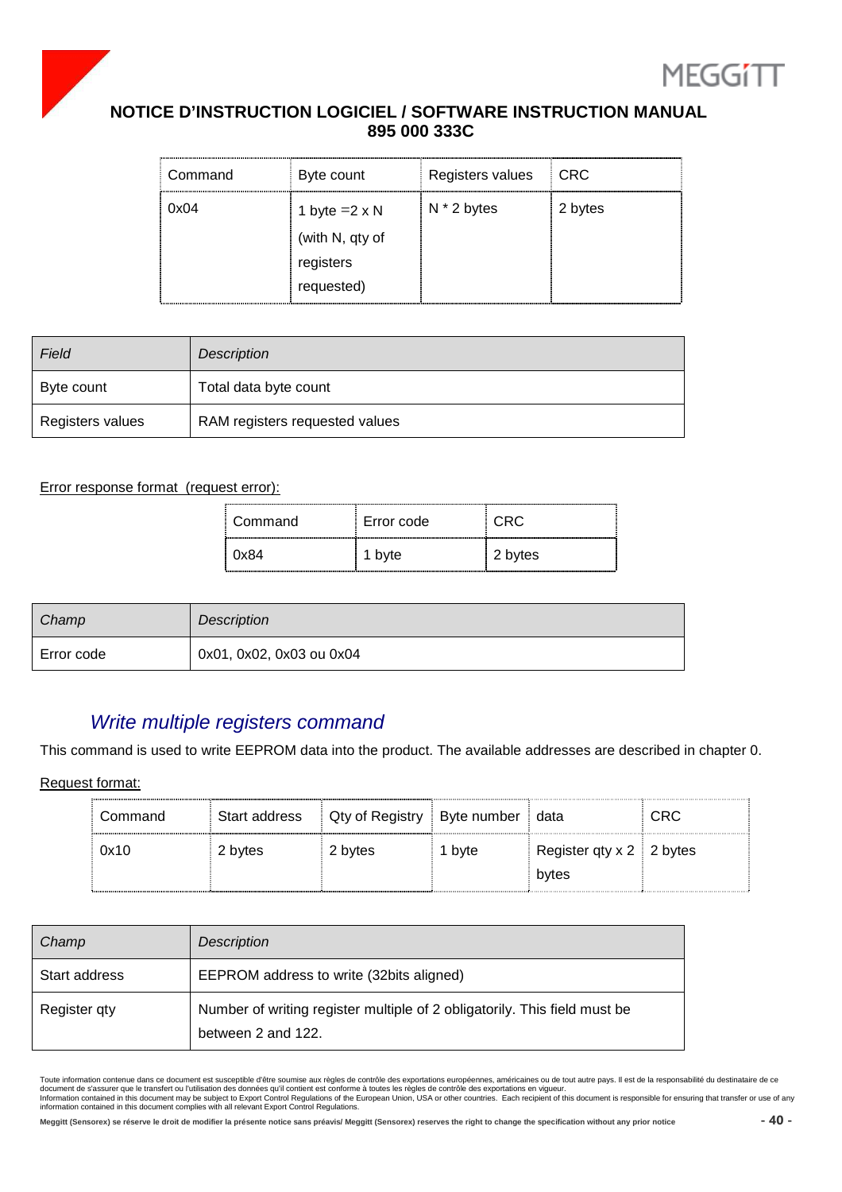| Command | Byte count | Registers values | CRC |
| --- | --- | --- | --- |
| 0x04 | 1 byte =2 x N (with N, qty of registers requested) | N * 2 bytes | 2 bytes |

| *Field* | *Description* |
| --- | --- |
| Byte count | Total data byte count |
| Registers values | RAM registers requested values |

Error response format  (request error):

| Command | Error code | CRC |
| --- | --- | --- |
| 0x84 | 1 byte | 2 bytes |

| *Champ* | *Description* |
| --- | --- |
| Error code | 0x01, 0x02, 0x03 ou 0x04 |

## *Write multiple registers command*

This command is used to write EEPROM data into the product. The available addresses are described in chapter 0.

Request format:

| Command | Start address | Qty of Registry | Byte number | data | CRC |
| --- | --- | --- | --- | --- | --- |
| 0x10 | 2 bytes | 2 bytes | 1 byte | Register qty x 2 bytes | 2 bytes |

| *Champ* | *Description* |
| --- | --- |
| Start address | EEPROM address to write (32bits aligned) |
| Register qty | Number of writing register multiple of 2 obligatorily. This field must be between 2 and 122. |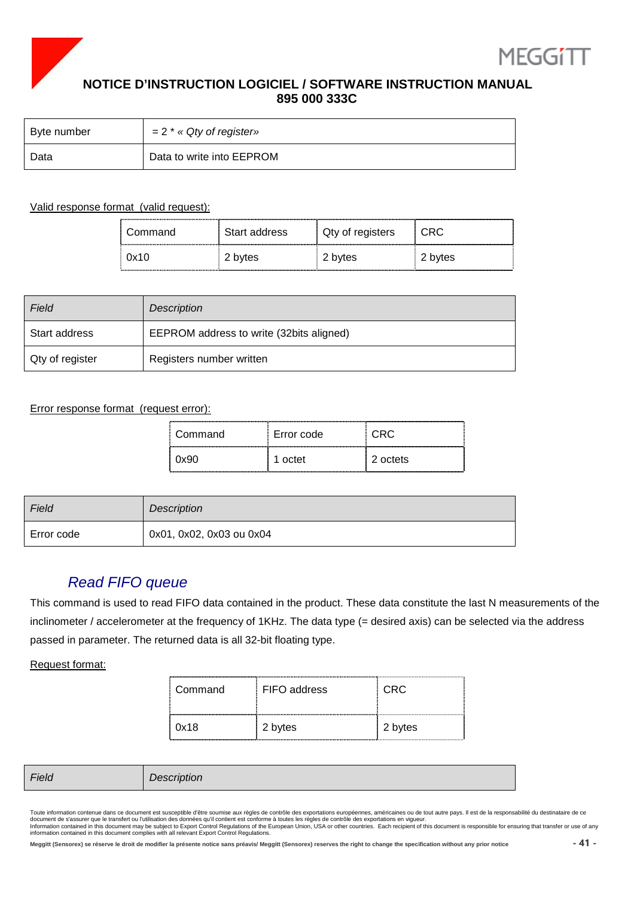| Byte number | = 2 * « *Qty of register*» |
|---|---|
| Data | Data to write into EEPROM |

Valid response format (valid request):

| Command | Start address | Qty of registers | CRC |
|---|---|---|---|
| 0x10 | 2 bytes | 2 bytes | 2 bytes |

| *Field* | *Description* |
|---|---|
| Start address | EEPROM address to write (32bits aligned) |
| Qty of register | Registers number written |

Error response format (request error):

| Command | Error code | CRC |
|---|---|---|
| 0x90 | 1 octet | 2 octets |

| *Field* | *Description* |
|---|---|
| Error code | 0x01, 0x02, 0x03 ou 0x04 |

### *Read FIFO queue*

This command is used to read FIFO data contained in the product. These data constitute the last N measurements of the inclinometer / accelerometer at the frequency of 1KHz. The data type (= desired axis) can be selected via the address passed in parameter. The returned data is all 32-bit floating type.

Request format:

| Command | FIFO address | CRC |
|---|---|---|
| 0x18 | 2 bytes | 2 bytes |

| *Field* | *Description* |
|---|---|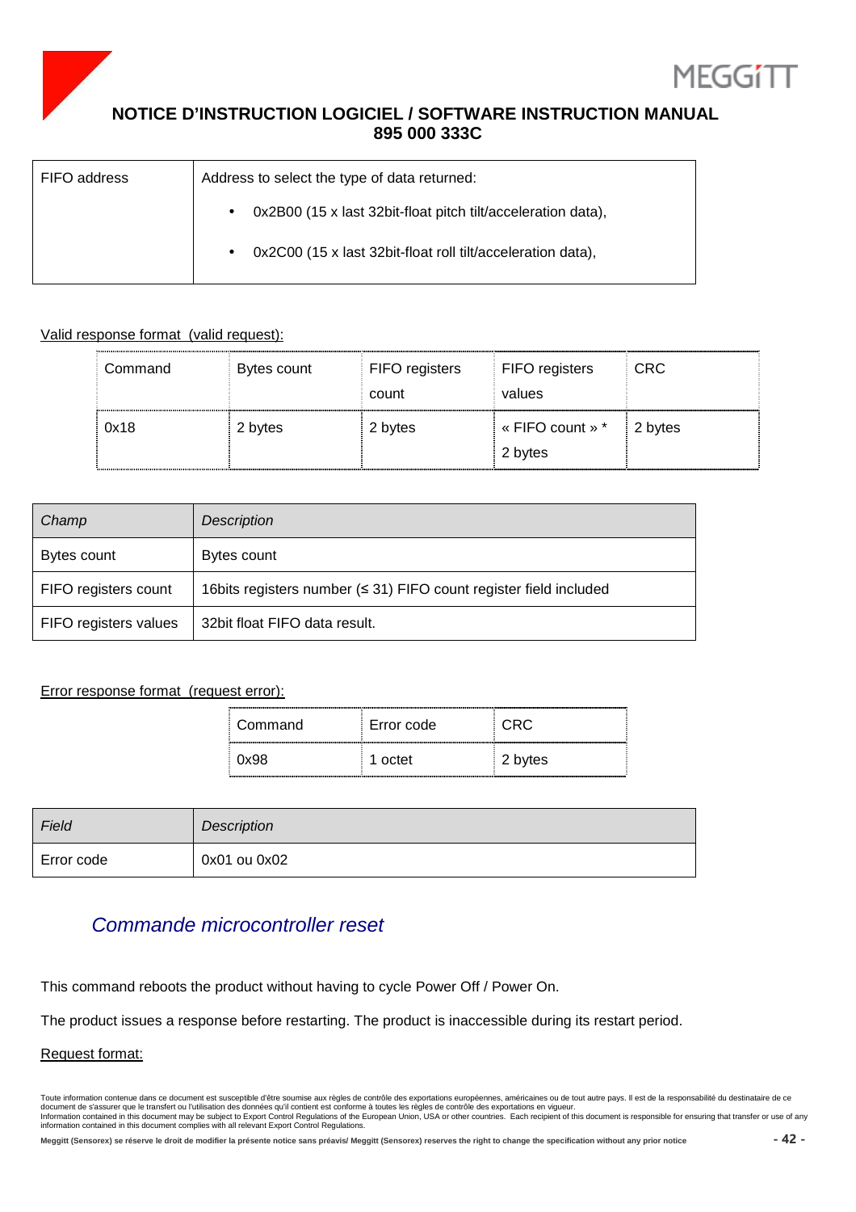| FIFO address | Address to select the type of data returned:<br>• 0x2B00 (15 x last 32bit-float pitch tilt/acceleration data),<br>• 0x2C00 (15 x last 32bit-float roll tilt/acceleration data), |
|---|---|

Valid response format (valid request):

| Command | Bytes count | FIFO registers count | FIFO registers values | CRC |
|---|---|---|---|---|
| 0x18 | 2 bytes | 2 bytes | « FIFO count » * 2 bytes | 2 bytes |

| *Champ* | *Description* |
|---|---|
| Bytes count | Bytes count |
| FIFO registers count | 16bits registers number (≤ 31) FIFO count register field included |
| FIFO registers values | 32bit float FIFO data result. |

Error response format (request error):

| Command | Error code | CRC |
|---|---|---|
| 0x98 | 1 octet | 2 bytes |

| *Field* | *Description* |
|---|---|
| Error code | 0x01 ou 0x02 |

## *Commande microcontroller reset*

This command reboots the product without having to cycle Power Off / Power On.

The product issues a response before restarting. The product is inaccessible during its restart period.

Request format: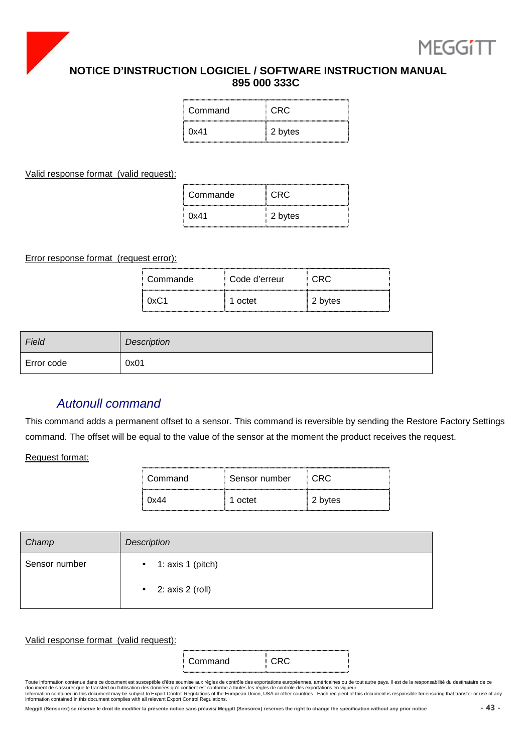| Command | CRC |
|---|---|
| 0x41 | 2 bytes |

Valid response format (valid request):

| Commande | CRC |
|---|---|
| 0x41 | 2 bytes |

Error response format (request error):

| Commande | Code d'erreur | CRC |
|---|---|---|
| 0xC1 | 1 octet | 2 bytes |

| *Field* | *Description* |
|---|---|
| Error code | 0x01 |

## *Autonull command*

This command adds a permanent offset to a sensor. This command is reversible by sending the Restore Factory Settings command. The offset will be equal to the value of the sensor at the moment the product receives the request.

Request format:

| Command | Sensor number | CRC |
|---|---|---|
| 0x44 | 1 octet | 2 bytes |

| *Champ* | *Description* |
|---|---|
| Sensor number | • 1: axis 1 (pitch)<br>• 2: axis 2 (roll) |

Valid response format (valid request):

| Command | CRC |
|---|---|

Toute information contenue dans ce document est susceptible d'être soumise aux règles de contrôle des exportations européennes, américaines ou de tout autre pays. Il est de la responsabilité du destinataire de ce document de s'assurer que le transfert ou l'utilisation des données qu'il contient est conforme à toutes les règles de contrôle des exportations en vigueur.
Information contained in this document may be subject to Export Control Regulations of the European Union, USA or other countries. Each recipient of this document is responsible for ensuring that transfer or use of any information contained in this document complies with all relevant Export Control Regulations.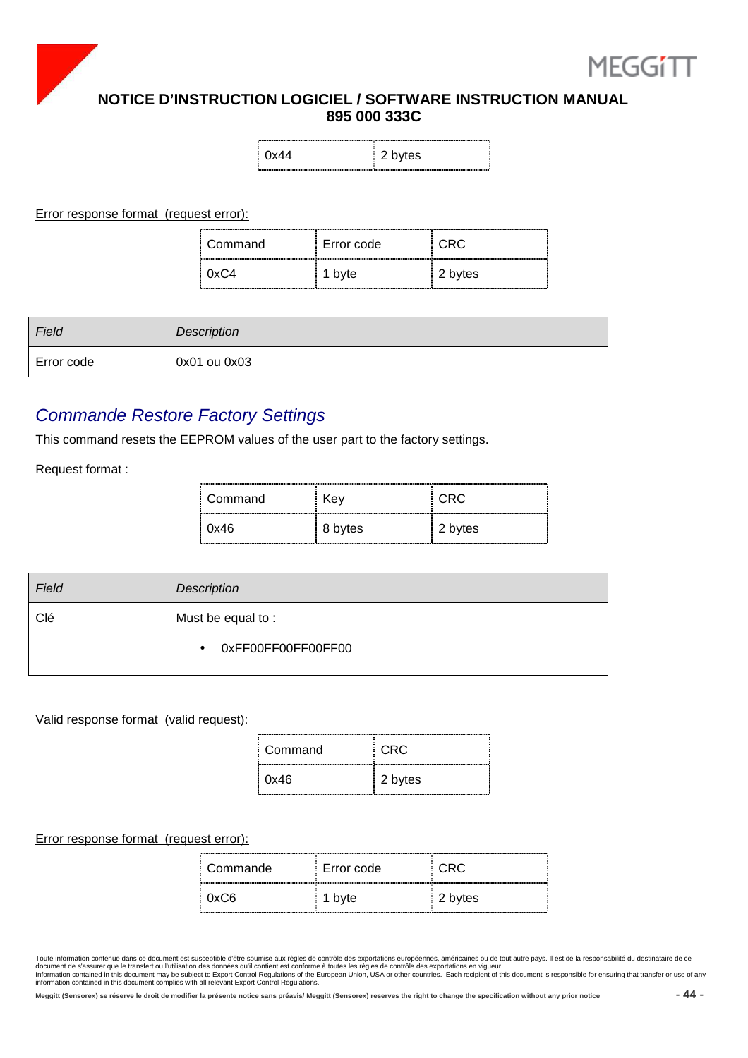| 0x44 | 2 bytes |
| --- | --- |

Error response format (request error):

| Command | Error code | CRC |
| --- | --- | --- |
| 0xC4 | 1 byte | 2 bytes |

| *Field* | *Description* |
| --- | --- |
| Error code | 0x01 ou 0x03 |

## *Commande Restore Factory Settings*

This command resets the EEPROM values of the user part to the factory settings.

Request format :

| Command | Key | CRC |
| --- | --- | --- |
| 0x46 | 8 bytes | 2 bytes |

| *Field* | *Description* |
| --- | --- |
| Clé | Must be equal to :<br>• 0xFF00FF00FF00FF00 |

Valid response format (valid request):

| Command | CRC |
| --- | --- |
| 0x46 | 2 bytes |

Error response format (request error):

| Commande | Error code | CRC |
| --- | --- | --- |
| 0xC6 | 1 byte | 2 bytes |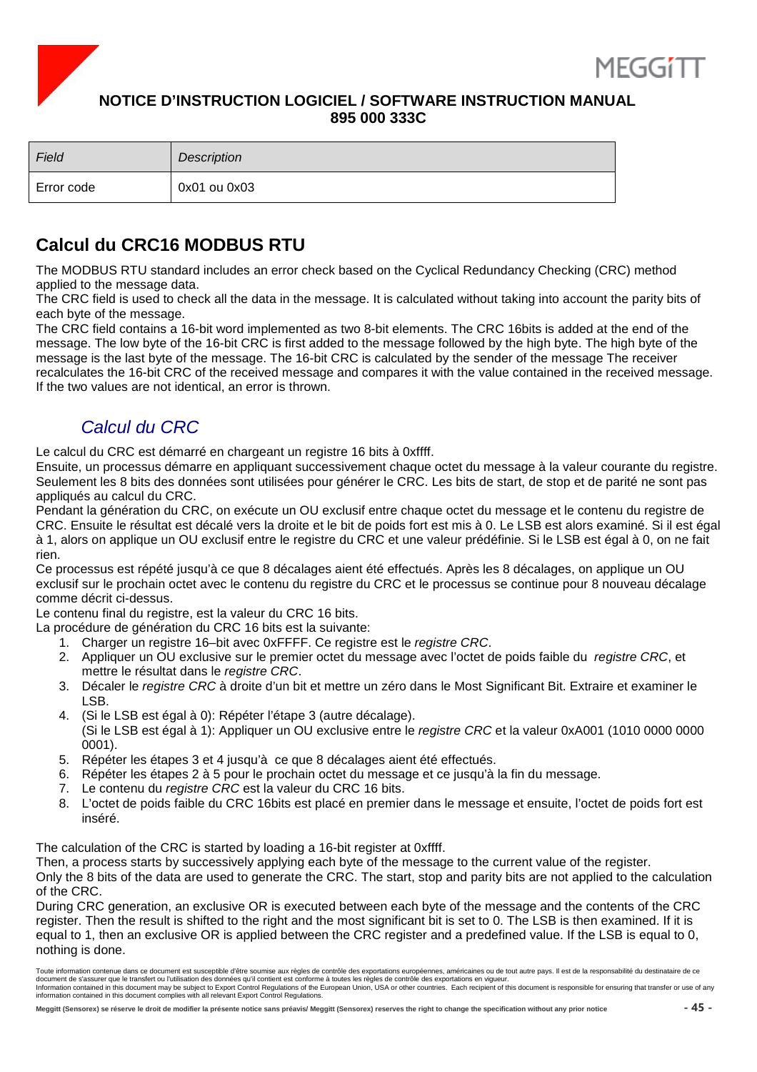| Field | Description |
| --- | --- |
| Error code | 0x01 ou 0x03 |

## Calcul du CRC16 MODBUS RTU

The MODBUS RTU standard includes an error check based on the Cyclical Redundancy Checking (CRC) method applied to the message data.
The CRC field is used to check all the data in the message. It is calculated without taking into account the parity bits of each byte of the message.
The CRC field contains a 16-bit word implemented as two 8-bit elements. The CRC 16bits is added at the end of the message. The low byte of the 16-bit CRC is first added to the message followed by the high byte. The high byte of the message is the last byte of the message. The 16-bit CRC is calculated by the sender of the message The receiver recalculates the 16-bit CRC of the received message and compares it with the value contained in the received message. If the two values are not identical, an error is thrown.

### *Calcul du CRC*

Le calcul du CRC est démarré en chargeant un registre 16 bits à 0xffff.
Ensuite, un processus démarre en appliquant successivement chaque octet du message à la valeur courante du registre. Seulement les 8 bits des données sont utilisées pour générer le CRC. Les bits de start, de stop et de parité ne sont pas appliqués au calcul du CRC.
Pendant la génération du CRC, on exécute un OU exclusif entre chaque octet du message et le contenu du registre de CRC. Ensuite le résultat est décalé vers la droite et le bit de poids fort est mis à 0. Le LSB est alors examiné. Si il est égal à 1, alors on applique un OU exclusif entre le registre du CRC et une valeur prédéfinie. Si le LSB est égal à 0, on ne fait rien.
Ce processus est répété jusqu'à ce que 8 décalages aient été effectués. Après les 8 décalages, on applique un OU exclusif sur le prochain octet avec le contenu du registre du CRC et le processus se continue pour 8 nouveau décalage comme décrit ci-dessus.
Le contenu final du registre, est la valeur du CRC 16 bits.
La procédure de génération du CRC 16 bits est la suivante:

1. Charger un registre 16–bit avec 0xFFFF. Ce registre est le *registre CRC*.
2. Appliquer un OU exclusive sur le premier octet du message avec l'octet de poids faible du *registre CRC*, et mettre le résultat dans le *registre CRC*.
3. Décaler le *registre CRC* à droite d'un bit et mettre un zéro dans le Most Significant Bit. Extraire et examiner le LSB.
4. (Si le LSB est égal à 0): Répéter l'étape 3 (autre décalage).
   (Si le LSB est égal à 1): Appliquer un OU exclusive entre le *registre CRC* et la valeur 0xA001 (1010 0000 0000 0001).
5. Répéter les étapes 3 et 4 jusqu'à ce que 8 décalages aient été effectués.
6. Répéter les étapes 2 à 5 pour le prochain octet du message et ce jusqu'à la fin du message.
7. Le contenu du *registre CRC* est la valeur du CRC 16 bits.
8. L'octet de poids faible du CRC 16bits est placé en premier dans le message et ensuite, l'octet de poids fort est inséré.

The calculation of the CRC is started by loading a 16-bit register at 0xffff.
Then, a process starts by successively applying each byte of the message to the current value of the register.
Only the 8 bits of the data are used to generate the CRC. The start, stop and parity bits are not applied to the calculation of the CRC.
During CRC generation, an exclusive OR is executed between each byte of the message and the contents of the CRC register. Then the result is shifted to the right and the most significant bit is set to 0. The LSB is then examined. If it is equal to 1, then an exclusive OR is applied between the CRC register and a predefined value. If the LSB is equal to 0, nothing is done.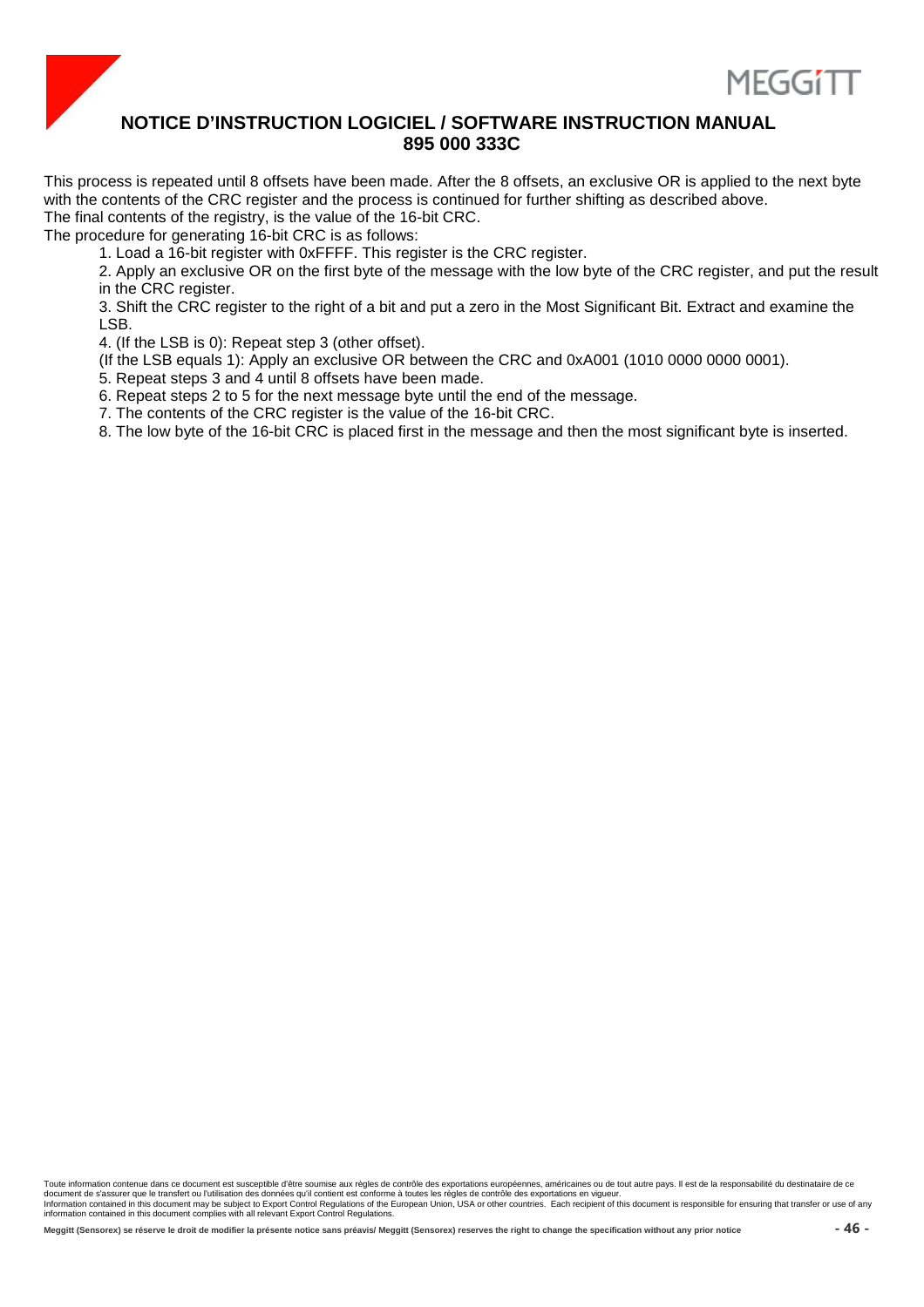This process is repeated until 8 offsets have been made. After the 8 offsets, an exclusive OR is applied to the next byte with the contents of the CRC register and the process is continued for further shifting as described above.
The final contents of the registry, is the value of the 16-bit CRC.
The procedure for generating 16-bit CRC is as follows:

1. Load a 16-bit register with 0xFFFF. This register is the CRC register.
2. Apply an exclusive OR on the first byte of the message with the low byte of the CRC register, and put the result in the CRC register.
3. Shift the CRC register to the right of a bit and put a zero in the Most Significant Bit. Extract and examine the LSB.
4. (If the LSB is 0): Repeat step 3 (other offset).
   (If the LSB equals 1): Apply an exclusive OR between the CRC and 0xA001 (1010 0000 0000 0001).
5. Repeat steps 3 and 4 until 8 offsets have been made.
6. Repeat steps 2 to 5 for the next message byte until the end of the message.
7. The contents of the CRC register is the value of the 16-bit CRC.
8. The low byte of the 16-bit CRC is placed first in the message and then the most significant byte is inserted.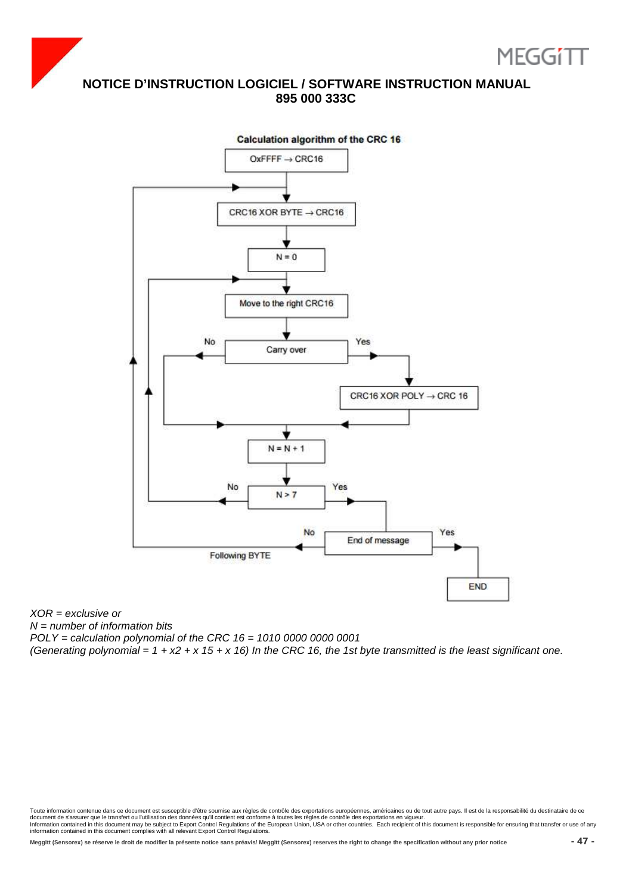**Calculation algorithm of the CRC 16**

```
OxFFFF → CRC16
        ↓
CRC16 XOR BYTE → CRC16   ←──────────────────────────┐
        ↓                                             │
N = 0                                                 │
        ↓                                             │
Move to the right CRC16   ←─────────────┐             │
        ↓                                │             │
Carry over                               │             │
  No ↓        Yes → CRC16 XOR POLY → CRC 16            │
        ↓                                │             │
N = N + 1                                │             │
        ↓                                │             │
N > 7 ── No ─────────────────────────────┘             │
  Yes ↓                                                │
End of message ── No (Following BYTE) ─────────────────┘
  Yes ↓
END
```

*XOR = exclusive or*

*N = number of information bits*

*POLY = calculation polynomial of the CRC 16 = 1010 0000 0000 0001*

*(Generating polynomial = 1 + x2 + x 15 + x 16) In the CRC 16, the 1st byte transmitted is the least significant one.*

Toute information contenue dans ce document est susceptible d'être soumise aux règles de contrôle des exportations européennes, américaines ou de tout autre pays. Il est de la responsabilité du destinataire de ce document de s'assurer que le transfert ou l'utilisation des données qu'il contient est conforme à toutes les règles de contrôle des exportations en vigueur.
Information contained in this document may be subject to Export Control Regulations of the European Union, USA or other countries. Each recipient of this document is responsible for ensuring that transfer or use of any information contained in this document complies with all relevant Export Control Regulations.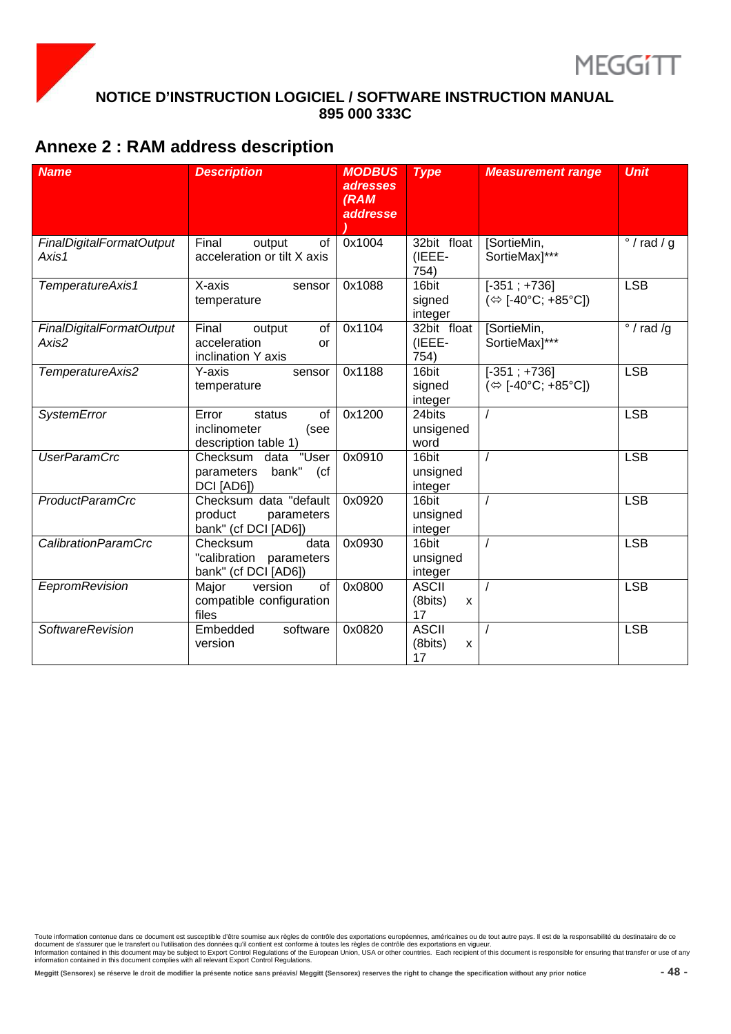## Annexe 2 : RAM address description

| ***Name*** | ***Description*** | ***MODBUS adresses (RAM addresse)*** | ***Type*** | ***Measurement range*** | ***Unit*** |
|---|---|---|---|---|---|
| *FinalDigitalFormatOutput Axis1* | Final output of acceleration or tilt X axis | 0x1004 | 32bit float (IEEE-754) | [SortieMin, SortieMax]*** | ° / rad / g |
| *TemperatureAxis1* | X-axis sensor temperature | 0x1088 | 16bit signed integer | [-351 ; +736] (⇔ [-40°C; +85°C]) | LSB |
| *FinalDigitalFormatOutput Axis2* | Final output of acceleration or inclination Y axis | 0x1104 | 32bit float (IEEE-754) | [SortieMin, SortieMax]*** | ° / rad /g |
| *TemperatureAxis2* | Y-axis sensor temperature | 0x1188 | 16bit signed integer | [-351 ; +736] (⇔ [-40°C; +85°C]) | LSB |
| *SystemError* | Error status of inclinometer (see description table 1) | 0x1200 | 24bits unsigned word | / | LSB |
| *UserParamCrc* | Checksum data "User parameters bank" (cf DCI [AD6]) | 0x0910 | 16bit unsigned integer | / | LSB |
| *ProductParamCrc* | Checksum data "default product parameters bank" (cf DCI [AD6]) | 0x0920 | 16bit unsigned integer | / | LSB |
| *CalibrationParamCrc* | Checksum data "calibration parameters bank" (cf DCI [AD6]) | 0x0930 | 16bit unsigned integer | / | LSB |
| *EepromRevision* | Major version of compatible configuration files | 0x0800 | ASCII (8bits) x 17 | / | LSB |
| *SoftwareRevision* | Embedded software version | 0x0820 | ASCII (8bits) x 17 | / | LSB |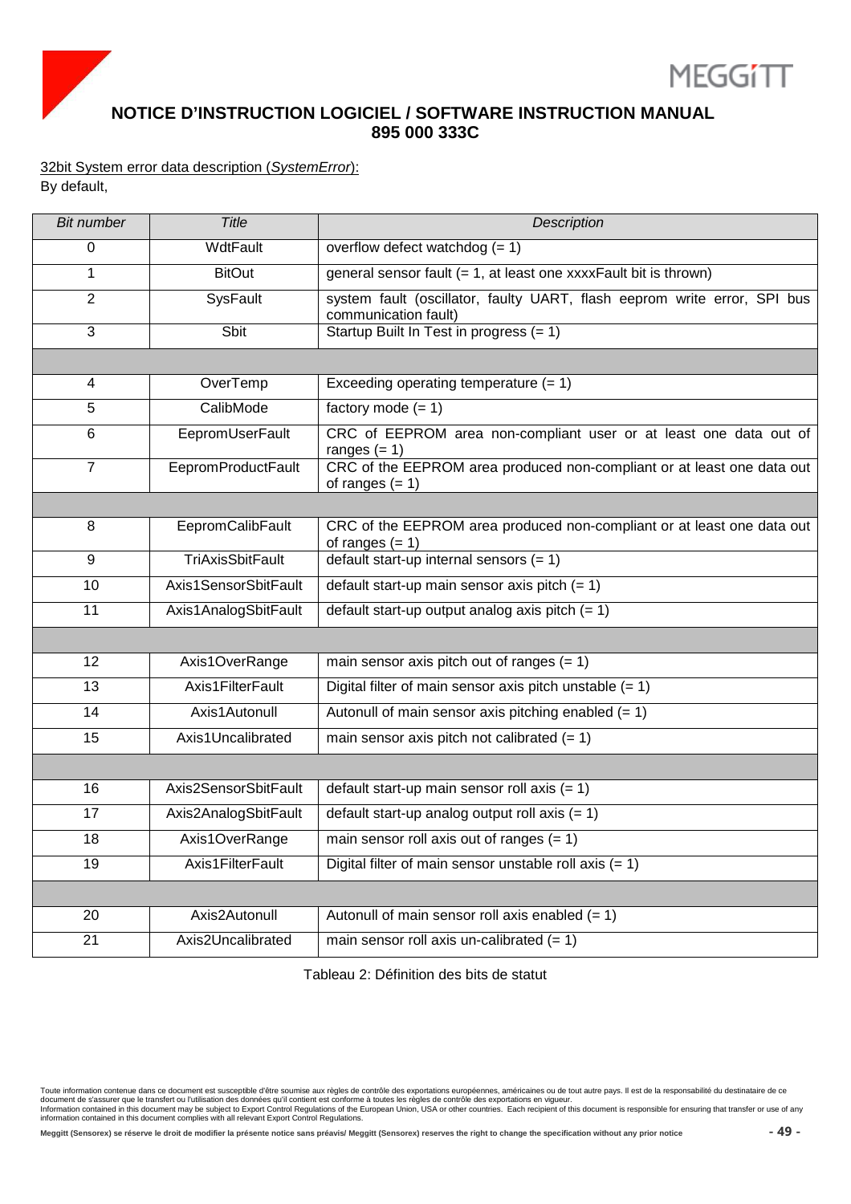32bit System error data description (*SystemError*):

By default,

| *Bit number* | *Title* | *Description* |
|---|---|---|
| 0 | WdtFault | overflow defect watchdog (= 1) |
| 1 | BitOut | general sensor fault (= 1, at least one xxxxFault bit is thrown) |
| 2 | SysFault | system fault (oscillator, faulty UART, flash eeprom write error, SPI bus communication fault) |
| 3 | Sbit | Startup Built In Test in progress (= 1) |
| | | |
| 4 | OverTemp | Exceeding operating temperature (= 1) |
| 5 | CalibMode | factory mode (= 1) |
| 6 | EepromUserFault | CRC of EEPROM area non-compliant user or at least one data out of ranges (= 1) |
| 7 | EepromProductFault | CRC of the EEPROM area produced non-compliant or at least one data out of ranges (= 1) |
| | | |
| 8 | EepromCalibFault | CRC of the EEPROM area produced non-compliant or at least one data out of ranges (= 1) |
| 9 | TriAxisSbitFault | default start-up internal sensors (= 1) |
| 10 | Axis1SensorSbitFault | default start-up main sensor axis pitch (= 1) |
| 11 | Axis1AnalogSbitFault | default start-up output analog axis pitch (= 1) |
| | | |
| 12 | Axis1OverRange | main sensor axis pitch out of ranges (= 1) |
| 13 | Axis1FilterFault | Digital filter of main sensor axis pitch unstable (= 1) |
| 14 | Axis1Autonull | Autonull of main sensor axis pitching enabled (= 1) |
| 15 | Axis1Uncalibrated | main sensor axis pitch not calibrated (= 1) |
| | | |
| 16 | Axis2SensorSbitFault | default start-up main sensor roll axis (= 1) |
| 17 | Axis2AnalogSbitFault | default start-up analog output roll axis (= 1) |
| 18 | Axis1OverRange | main sensor roll axis out of ranges (= 1) |
| 19 | Axis1FilterFault | Digital filter of main sensor unstable roll axis (= 1) |
| | | |
| 20 | Axis2Autonull | Autonull of main sensor roll axis enabled (= 1) |
| 21 | Axis2Uncalibrated | main sensor roll axis un-calibrated (= 1) |

Tableau 2: Définition des bits de statut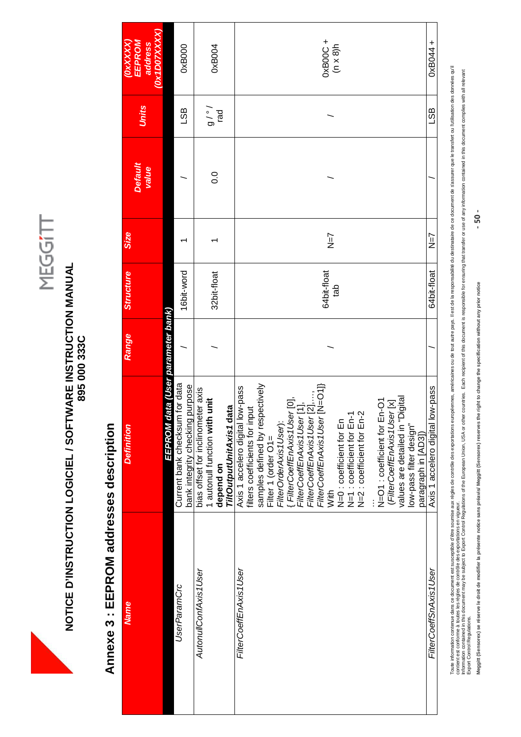NOTICE D'INSTRUCTION LOGICIEL / SOFTWARE INSTRUCTION MANUAL
895 000 333C

# Annexe 3 : EEPROM addresses description

| Name | Definition | Range | Structure | Size | Default value | Units | (0xXXXX) EEPROM address (0x1D07XXXX) |
|---|---|---|---|---|---|---|---|
| | **EEPROM data (User parameter bank)** | | | | | | |
| *UserParamCrc* | Current bank checksum for data bank integrity checking purpose | / | 16bit-word | 1 | / | LSB | 0xB000 |
| *AutonullConfAxis1User* | bias offset for inclinometer axis 1 autonull function **with unit depend on *TiltOutputUnitAxis1* data** | / | 32bit-float | 1 | 0.0 | g / ° / rad | 0xB004 |
| *FilterCoeffEnAxis1User* | Axis 1 accelero digital low-pass filters coefficients for input samples defined by respectively Filter 1 (order O1= *FilterOrderAxis1User*): { *FilterCoeffEnAxis1User* [0], *FilterCoeffEnAxis1User* [1], *FilterCoeffEnAxis1User* [2],…, *FilterCoeffEnAxis1User* [N=O1]} With N=0 : coefficient for En N=1 : coefficient for En-1 N=2 : coefficient for En-2 … N=O1 : coefficient for En-O1 (*FilterCoeffEnAxis1User* [x] values are detailed in "Digital low-pass filter design" paragraph in [AD3]) | / | 64bit-float tab | N=7 | / | / | 0xB00C + (n x 8)h |
| *FilterCoeffSnAxis1User* | Axis 1 accelero digital low-pass | / | 64bit-float | N=7 | / | LSB | 0xB044 + |

Toute information contenue dans ce document est susceptible d'être soumise aux règles de contrôle des exportations européennes, américaines ou de tout autre pays. Il est de la responsabilité du destinataire de ce document de s'assurer que le transfert ou l'utilisation des données qu'il contient est conforme à toutes les règles de contrôle des exportations en vigueur.
Information contained in this document may be subject to Export Control Regulations of the European Union, USA or other countries. Each recipient of this document is responsible for ensuring that transfer or use of any information contained in this document complies with all relevant Export Control Regulations.

**Meggitt (Sensorex) se réserve le droit de modifier la présente notice sans préavis/ Meggitt (Sensorex) reserves the right to change the specification without any prior notice**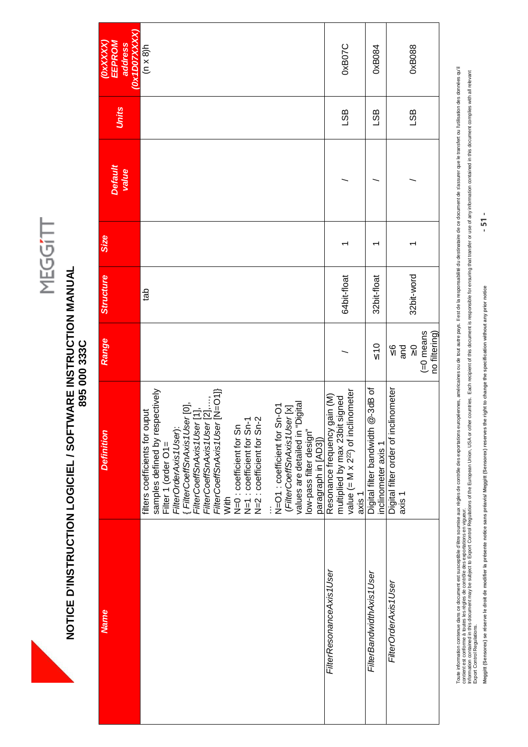| *Name* | *Definition* | *Range* | *Structure* | *Size* | *Default value* | *Units* | *(0xXXXX) EEPROM address (0x1D07XXXX)* |
|---|---|---|---|---|---|---|---|
| | filters coefficients for ouput samples defined by respectively Filter 1 (order O1= *FilterOrderAxis1User*): { *FilterCoeffSnAxis1User* [0], *FilterCoeffSnAxis1User* [1], *FilterCoeffSnAxis1User* [2],…, *FilterCoeffSnAxis1User* [N=O1]} With N=0 : coefficient for Sn N=1 : coefficient for Sn-1 N=2 : coefficient for Sn-2 … N=O1 : coefficient for Sn-O1 (*FilterCoeffSnAxis1User* [x] values are detailed in "Digital low-pass filter design" paragraph in [AD3]) | | tab | | | | (n x 8)h |
| *FilterResonanceAxis1User* | Resonance frequency gain (M) multiplied by max 23bit signed value (= M x $2^{22}$) of inclinometer axis 1 | / | 64bit-float | 1 | / | LSB | 0xB07C |
| *FilterBandwidthAxis1User* | Digital filter bandwidth @-3dB of inclinometer axis 1 | ≤10 | 32bit-float | 1 | / | LSB | 0xB084 |
| *FilterOrderAxis1User* | Digital filter order of inclinometer axis 1 | ≤6 and ≥0 (=0 means no filtering) | 32bit-word | 1 | / | LSB | 0xB088 |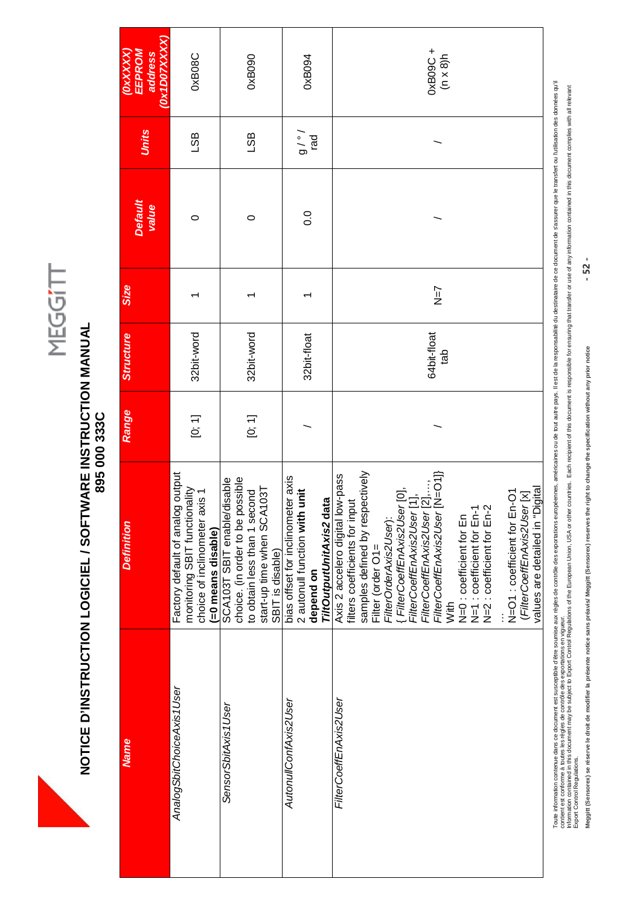| Name | Definition | Range | Structure | Size | Default value | Units | (0xXXXX) EEPROM address (0x1D07XXXX) |
|---|---|---|---|---|---|---|---|
| *AnalogSbitChoiceAxis1User* | Factory default of analog output monitoring SBIT functionality choice of inclinometer axis 1 **(=0 means disable)** | [0; 1] | 32bit-word | 1 | 0 | LSB | 0xB08C |
| *SensorSbitAxis1User* | SCA103T SBIT enable/disable choice. (in order to be possible to obtain less than 1 second start-up time when SCA103T SBIT is disable) | [0; 1] | 32bit-word | 1 | 0 | LSB | 0xB090 |
| *AutonullConfAxis2User* | bias offset for inclinometer axis 2 autonull function **with unit depend on *TiltOutputUnitAxis2* data** | / | 32bit-float | 1 | 0.0 | g / ° / rad | 0xB094 |
| *FilterCoeffEnAxis2User* | Axis 2 accelero digital low-pass filters coefficients for input samples defined by respectively Filter (order O1= *FilterOrderAxis2User*): { *FilterCoeffEnAxis2User* [0], *FilterCoeffEnAxis2User* [1], *FilterCoeffEnAxis2User* [2],…, *FilterCoeffEnAxis2User* [N=O1]} With N=0 : coefficient for En N=1 : coefficient for En-1 N=2 : coefficient for En-2 … N=O1 : coefficient for En-O1 (*FilterCoeffEnAxis2User* [x] values are detailed in "Digital | / | 64bit-float tab | N=7 | / | / | 0xB09C + (n x 8)h |

Toute information contenue dans ce document est susceptible d'être soumise aux règles de contrôle des exportations européennes, américaines ou de tout autre pays. Il est de la responsabilité du destinataire de ce document de s'assurer que le transfert ou l'utilisation des données qu'il contient est conforme à toutes les règles de contrôle des exportations en vigueur.
Information contained in this document may be subject to Export Control Regulations of the European Union, USA or other countries. Each recipient of this document is responsible for ensuring that transfer or use of any information contained in this document complies with all relevant Export Control Regulations.

**Meggitt (Sensorex) se réserve le droit de modifier la présente notice sans préavis/ Meggitt (Sensorex) reserves the right to change the specification without any prior notice**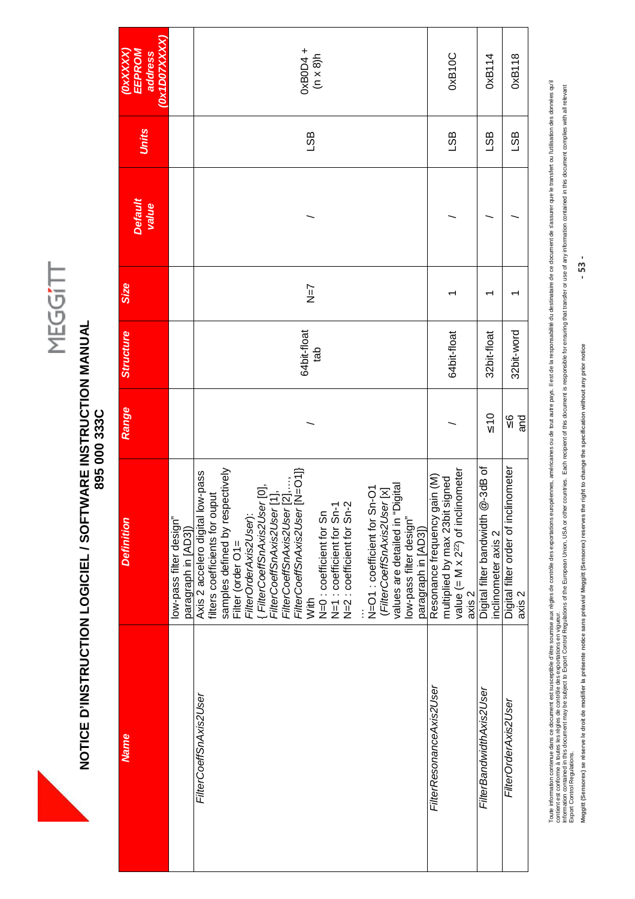| Name | Definition | Range | Structure | Size | Default value | Units | (0xXXXX) EEPROM address (0x1D07XXXX) |
|---|---|---|---|---|---|---|---|
| | low-pass filter design" paragraph in [AD3]) | | | | | | |
| *FilterCoeffSnAxis2User* | Axis 2 accelero digital low-pass filters coefficients for ouput samples defined by respectively Filter (order O1= *FilterOrderAxis2User*): { *FilterCoeffSnAxis2User* [0], *FilterCoeffSnAxis2User* [1], *FilterCoeffSnAxis2User* [2],…, *FilterCoeffSnAxis2User* [N=O1]} With N=0 : coefficient for Sn N=1 : coefficient for Sn-1 N=2 : coefficient for Sn-2 … N=O1 : coefficient for Sn-O1 (*FilterCoeffSnAxis2User* [x] values are detailed in "Digital low-pass filter design" paragraph in [AD3]) | / | 64bit-float tab | N=7 | / | LSB | 0xB0D4 + (n x 8)h |
| *FilterResonanceAxis2User* | Resonance frequency gain (M) multiplied by max 23bit signed value (= M x $2^{22}$) of inclinometer axis 2 | / | 64bit-float | 1 | / | LSB | 0xB10C |
| *FilterBandwidthAxis2User* | Digital filter bandwidth @-3dB of inclinometer axis 2 | ≤10 | 32bit-float | 1 | / | LSB | 0xB114 |
| *FilterOrderAxis2User* | Digital filter order of inclinometer axis 2 | ≤6 and | 32bit-word | 1 | / | LSB | 0xB118 |

Toute information contenue dans ce document est susceptible d'être soumise aux règles de contrôle des exportations européennes, américaines ou de tout autre pays. Il est de la responsabilité du destinataire de ce document de s'assurer que le transfert ou l'utilisation des données qu'il contient est conforme à toutes les règles de contrôle des exportations en vigueur.
Information contained in this document may be subject to Export Control Regulations of the European Union, USA or other countries. Each recipient of this document is responsible for ensuring that transfer or use of any information contained in this document complies with all relevant Export Control Regulations.

**Meggitt (Sensorex) se réserve le droit de modifier la présente notice sans préavis/ Meggitt (Sensorex) reserves the right to change the specification without any prior notice**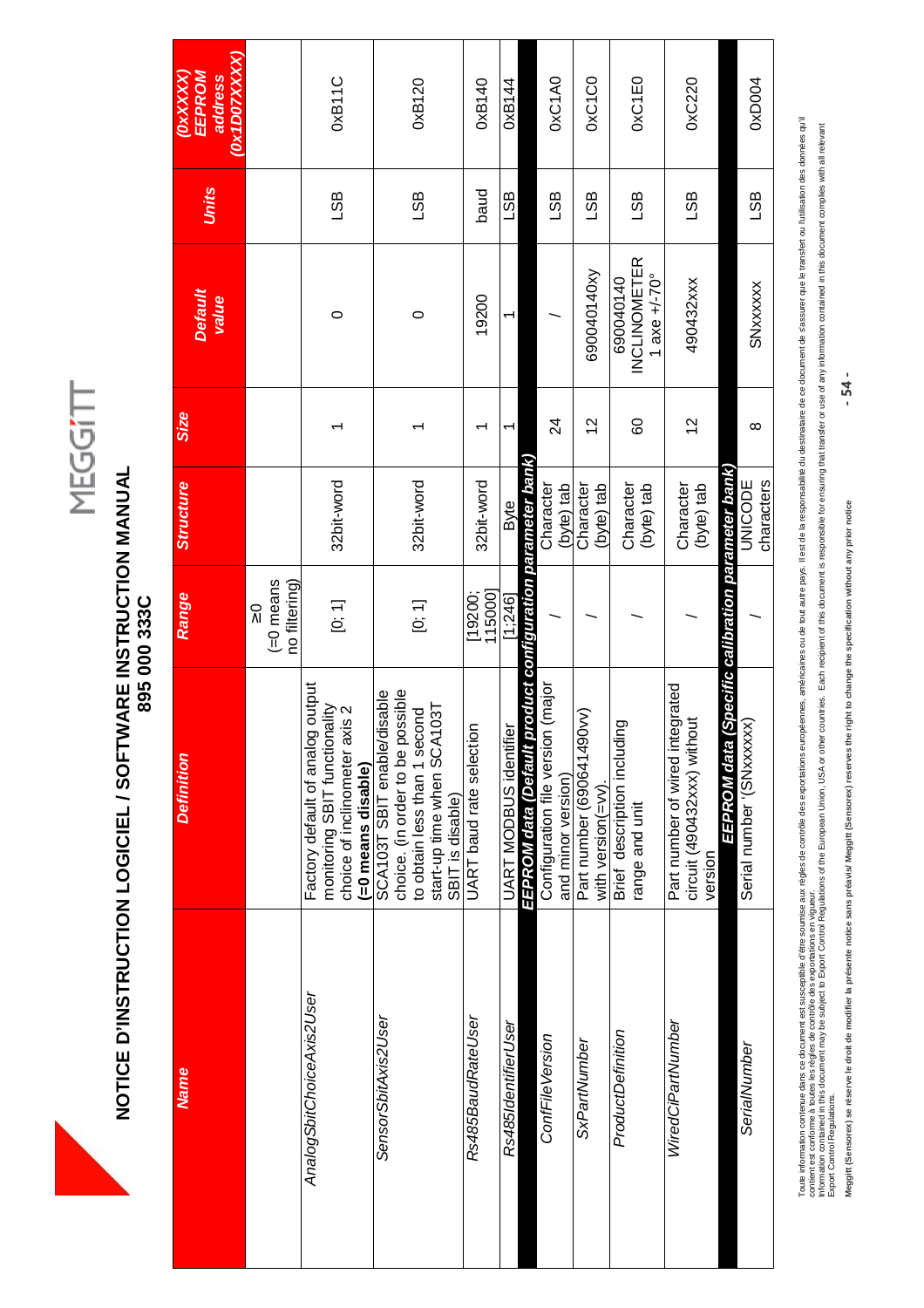| Name | Definition | Range | Structure | Size | Default value | Units | (0xXXXX) EEPROM address (0x1D07XXXX) |
|---|---|---|---|---|---|---|---|
| | | ≥0 (=0 means no filtering) | | | | | |
| *AnalogSbitChoiceAxis2User* | Factory default of analog output monitoring SBIT functionality choice of inclinometer axis 2 **(=0 means disable)** | [0; 1] | 32bit-word | 1 | 0 | LSB | 0xB11C |
| *SensorSbitAxis2User* | SCA103T SBIT enable/disable choice. (in order to be possible to obtain less than 1 second start-up time when SCA103T SBIT is disable) | [0; 1] | 32bit-word | 1 | 0 | LSB | 0xB120 |
| *Rs485BaudRateUser* | UART baud rate selection | [19200; 115000] | 32bit-word | 1 | 19200 | baud | 0xB140 |
| *Rs485IdentifierUser* | UART MODBUS identifier | [1;246] | Byte | 1 | 1 | LSB | 0xB144 |
| ***EEPROM data (Default product configuration parameter bank)*** | | | | | | | |
| *ConfFileVersion* | Configuration file version (major and minor version) | / | Character (byte) tab | 24 | / | LSB | 0xC1A0 |
| *SxPartNumber* | Part number (690641490vv) with version(=vv). | / | Character (byte) tab | 12 | 690040140xy | LSB | 0xC1C0 |
| *ProductDefinition* | Brief description including range and unit | / | Character (byte) tab | 60 | 690040140 INCLINOMETER 1 axe +/-70° | LSB | 0xC1E0 |
| *WiredCiPartNumber* | Part number of wired integrated circuit (490432xxx) without version | / | Character (byte) tab | 12 | 490432xxx | LSB | 0xC220 |
| ***EEPROM data (Specific calibration parameter bank)*** | | | | | | | |
| *SerialNumber* | Serial number '(SNxxxxxx) | / | UNICODE characters | 8 | SNxxxxxx | LSB | 0xD004 |

Toute information contenue dans ce document est susceptible d'être soumise aux règles de contrôle des exportations européennes, américaines ou de tout autre pays. Il est de la responsabilité du destinataire de ce document de s'assurer que le transfert ou l'utilisation des données qu'il contient est conforme à toutes les règles de contrôle des exportations en vigueur.
Information contained in this document may be subject to Export Control Regulations of the European Union, USA or other countries. Each recipient of this document is responsible for ensuring that transfer or use of any information contained in this document complies with all relevant Export Control Regulations.

**Meggitt (Sensorex) se réserve le droit de modifier la présente notice sans préavis/ Meggitt (Sensorex) reserves the right to change the specification without any prior notice**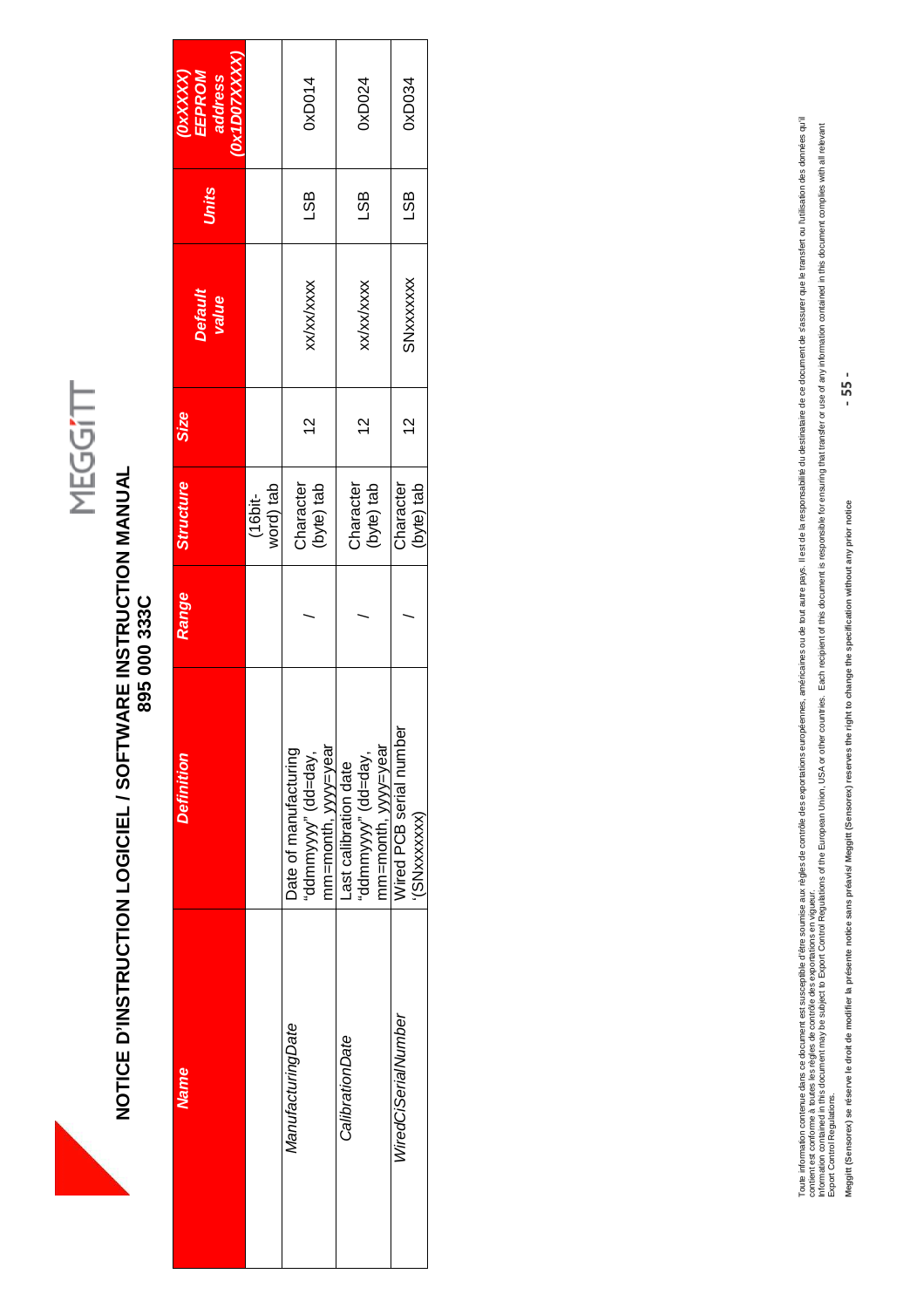| Name | Definition | Range | Structure | Size | Default value | Units | (0xXXXX) EEPROM address (0x1D07XXXX) |
|---|---|---|---|---|---|---|---|
| | | | (16bit-word) tab | | | | |
| *ManufacturingDate* | Date of manufacturing "ddmmyyyy" (dd=day, mm=month, yyyy=year | / | Character (byte) tab | 12 | xx/xx/xxxx | LSB | 0xD014 |
| *CalibrationDate* | Last calibration date "ddmmyyyy" (dd=day, mm=month, yyyy=year | / | Character (byte) tab | 12 | xx/xx/xxxx | LSB | 0xD024 |
| *WiredCiSerialNumber* | Wired PCB serial number '(SNxxxxxxx) | / | Character (byte) tab | 12 | SNxxxxxxx | LSB | 0xD034 |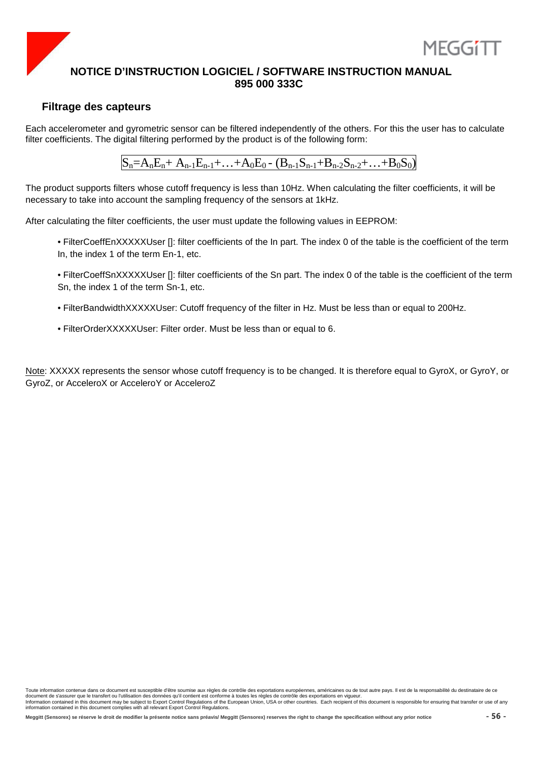## Filtrage des capteurs

Each accelerometer and gyrometric sensor can be filtered independently of the others. For this the user has to calculate filter coefficients. The digital filtering performed by the product is of the following form:

$$S_n = A_n E_n + A_{n-1} E_{n-1} + \ldots + A_0 E_0 - (B_{n-1} S_{n-1} + B_{n-2} S_{n-2} + \ldots + B_0 S_0)$$

The product supports filters whose cutoff frequency is less than 10Hz. When calculating the filter coefficients, it will be necessary to take into account the sampling frequency of the sensors at 1kHz.

After calculating the filter coefficients, the user must update the following values in EEPROM:

- FilterCoeffEnXXXXXUser []: filter coefficients of the In part. The index 0 of the table is the coefficient of the term In, the index 1 of the term En-1, etc.
- FilterCoeffSnXXXXXUser []: filter coefficients of the Sn part. The index 0 of the table is the coefficient of the term Sn, the index 1 of the term Sn-1, etc.
- FilterBandwidthXXXXXUser: Cutoff frequency of the filter in Hz. Must be less than or equal to 200Hz.
- FilterOrderXXXXXUser: Filter order. Must be less than or equal to 6.

Note: XXXXX represents the sensor whose cutoff frequency is to be changed. It is therefore equal to GyroX, or GyroY, or GyroZ, or AcceleroX or AcceleroY or AcceleroZ